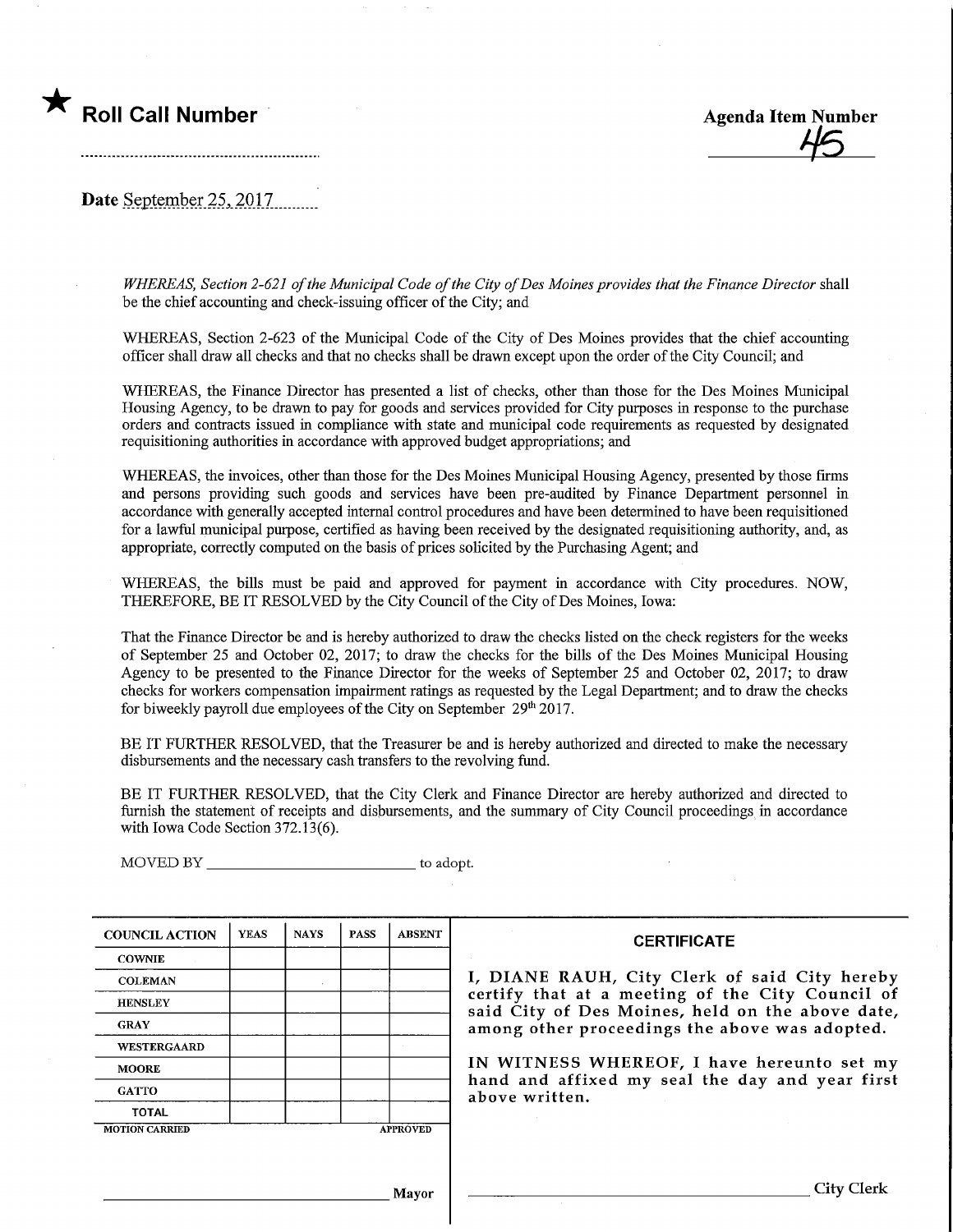★ **Roll Call Number**

..............................................................

**Agenda Item Number**

45

**Date** September 25, 2017

*WHEREAS, Section 2-621 of the Municipal Code of the City of Des Moines provides that the Finance Director* shall be the chief accounting and check-issuing officer of the City; and

WHEREAS, Section 2-623 of the Municipal Code of the City of Des Moines provides that the chief accounting officer shall draw all checks and that no checks shall be drawn except upon the order of the City Council; and

WHEREAS, the Finance Director has presented a list of checks, other than those for the Des Moines Municipal Housing Agency, to be drawn to pay for goods and services provided for City purposes in response to the purchase orders and contracts issued in compliance with state and municipal code requirements as requested by designated requisitioning authorities in accordance with approved budget appropriations; and

WHEREAS, the invoices, other than those for the Des Moines Municipal Housing Agency, presented by those firms and persons providing such goods and services have been pre-audited by Finance Department personnel in accordance with generally accepted internal control procedures and have been determined to have been requisitioned for a lawful municipal purpose, certified as having been received by the designated requisitioning authority, and, as appropriate, correctly computed on the basis of prices solicited by the Purchasing Agent; and

WHEREAS, the bills must be paid and approved for payment in accordance with City procedures. NOW, THEREFORE, BE IT RESOLVED by the City Council of the City of Des Moines, Iowa:

That the Finance Director be and is hereby authorized to draw the checks listed on the check registers for the weeks of September 25 and October 02, 2017; to draw the checks for the bills of the Des Moines Municipal Housing Agency to be presented to the Finance Director for the weeks of September 25 and October 02, 2017; to draw checks for workers compensation impairment ratings as requested by the Legal Department; and to draw the checks for biweekly payroll due employees of the City on September 29th 2017.

BE IT FURTHER RESOLVED, that the Treasurer be and is hereby authorized and directed to make the necessary disbursements and the necessary cash transfers to the revolving fund.

BE IT FURTHER RESOLVED, that the City Clerk and Finance Director are hereby authorized and directed to furnish the statement of receipts and disbursements, and the summary of City Council proceedings in accordance with Iowa Code Section 372.13(6).

MOVED BY ____________________________ to adopt.

| COUNCIL ACTION | YEAS | NAYS | PASS | ABSENT |
|---|---|---|---|---|
| COWNIE | | | | |
| COLEMAN | | | | |
| HENSLEY | | | | |
| GRAY | | | | |
| WESTERGAARD | | | | |
| MOORE | | | | |
| GATTO | | | | |
| TOTAL | | | | |

MOTION CARRIED APPROVED

______________________________ Mayor

**CERTIFICATE**

**I, DIANE RAUH, City Clerk of said City hereby certify that at a meeting of the City Council of said City of Des Moines, held on the above date, among other proceedings the above was adopted.**

**IN WITNESS WHEREOF, I have hereunto set my hand and affixed my seal the day and year first above written.**

______________________________ City Clerk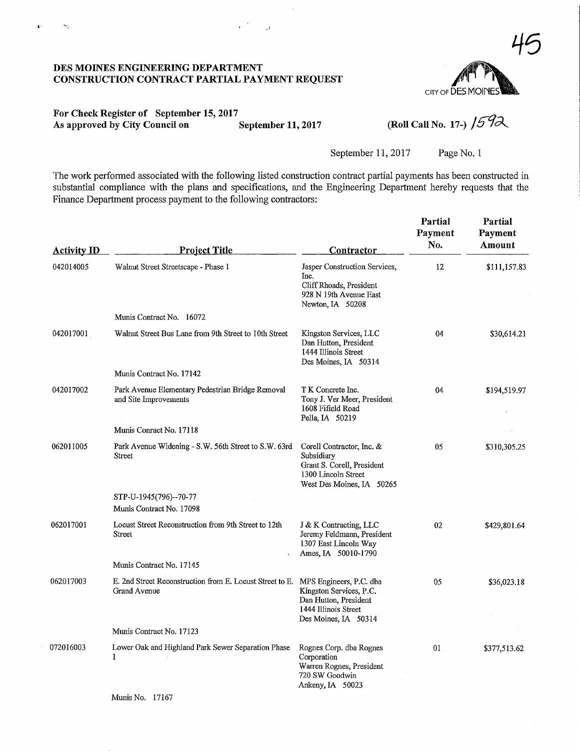45

# DES MOINES ENGINEERING DEPARTMENT
# CONSTRUCTION CONTRACT PARTIAL PAYMENT REQUEST

CITY OF DES MOINES

**For Check Register of September 15, 2017**
**As approved by City Council on September 11, 2017**

**(Roll Call No. 17-)** 1592

September 11, 2017 Page No. 1

The work performed associated with the following listed construction contract partial payments has been constructed in substantial compliance with the plans and specifications, and the Engineering Department hereby requests that the Finance Department process payment to the following contractors:

| Activity ID | Project Title | Contractor | Partial Payment No. | Partial Payment Amount |
|---|---|---|---|---|
| 042014005 | Walnut Street Streetscape - Phase 1<br>Munis Contract No. 16072 | Jasper Construction Services, Inc.<br>Cliff Rhoads, President<br>928 N 19th Avenue East<br>Newton, IA 50208 | 12 | $111,157.83 |
| 042017001 | Walnut Street Bus Lane from 9th Street to 10th Street<br>Munis Contract No. 17142 | Kingston Services, LLC<br>Dan Hutton, President<br>1444 Illinois Street<br>Des Moines, IA 50314 | 04 | $30,614.21 |
| 042017002 | Park Avenue Elementary Pedestrian Bridge Removal and Site Improvements<br>Munis Conract No. 17118 | T K Concrete Inc.<br>Tony J. Ver Meer, President<br>1608 Fifield Road<br>Pella, IA 50219 | 04 | $194,519.97 |
| 062011005 | Park Avenue Widening - S.W. 56th Street to S.W. 63rd Street<br>STP-U-1945(796)--70-77<br>Munis Contract No. 17098 | Corell Contractor, Inc. & Subsidiary<br>Grant S. Corell, President<br>1300 Lincoln Street<br>West Des Moines, IA 50265 | 05 | $310,305.25 |
| 062017001 | Locust Street Reconstruction from 9th Street to 12th Street<br>Munis Contract No. 17145 | J & K Contracting, LLC<br>Jeremy Feldmann, President<br>1307 East Lincoln Way<br>Ames, IA 50010-1790 | 02 | $429,801.64 |
| 062017003 | E. 2nd Street Reconstruction from E. Locust Street to E. Grand Avenue<br>Munis Contract No. 17123 | MPS Engineers, P.C. dba Kingston Services, P.C.<br>Dan Hutton, President<br>1444 Illinois Street<br>Des Moines, IA 50314 | 05 | $36,023.18 |
| 072016003 | Lower Oak and Highland Park Sewer Separation Phase 1<br>Munis No. 17167 | Rognes Corp. dba Rognes Corporation<br>Warren Rognes, President<br>720 SW Goodwin<br>Ankeny, IA 50023 | 01 | $377,513.62 |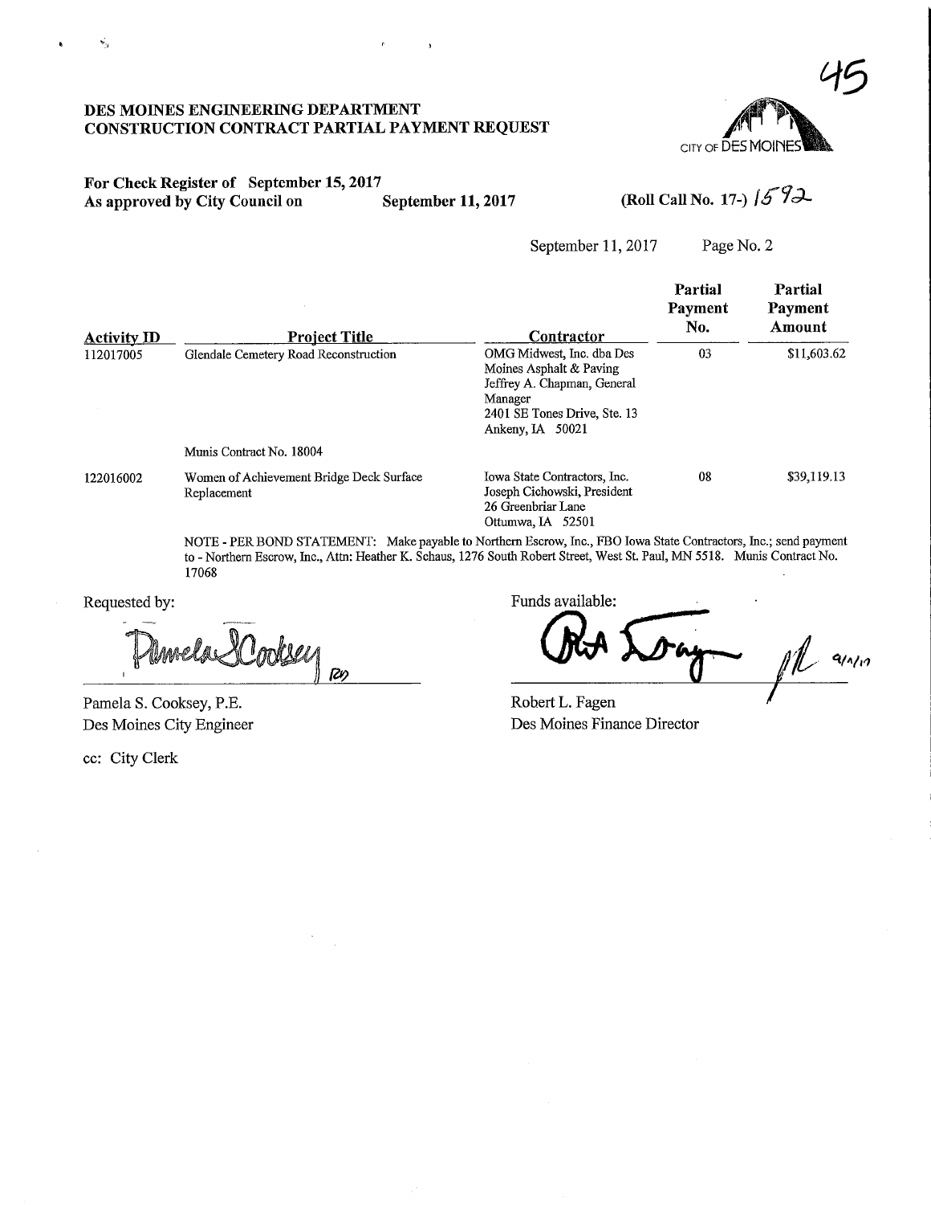45

**DES MOINES ENGINEERING DEPARTMENT**
**CONSTRUCTION CONTRACT PARTIAL PAYMENT REQUEST**

CITY OF DES MOINES

**For Check Register of September 15, 2017**
**As approved by City Council on September 11, 2017**

**(Roll Call No. 17-)** 1592

September 11, 2017 Page No. 2

| Activity ID | Project Title | Contractor | Partial Payment No. | Partial Payment Amount |
|---|---|---|---|---|
| 112017005 | Glendale Cemetery Road Reconstruction | OMG Midwest, Inc. dba Des Moines Asphalt & Paving<br>Jeffrey A. Chapman, General Manager<br>2401 SE Tones Drive, Ste. 13<br>Ankeny, IA 50021 | 03 | $11,603.62 |
| | Munis Contract No. 18004 | | | |
| 122016002 | Women of Achievement Bridge Deck Surface Replacement | Iowa State Contractors, Inc.<br>Joseph Cichowski, President<br>26 Greenbriar Lane<br>Ottumwa, IA 52501 | 08 | $39,119.13 |

NOTE - PER BOND STATEMENT: Make payable to Northern Escrow, Inc., FBO Iowa State Contractors, Inc.; send payment to - Northern Escrow, Inc., Attn: Heather K. Schaus, 1276 South Robert Street, West St. Paul, MN 5518. Munis Contract No. 17068

Requested by:

Pamela S. Cooksey, P.E.
Des Moines City Engineer

Funds available:

Robert L. Fagen
Des Moines Finance Director

cc: City Clerk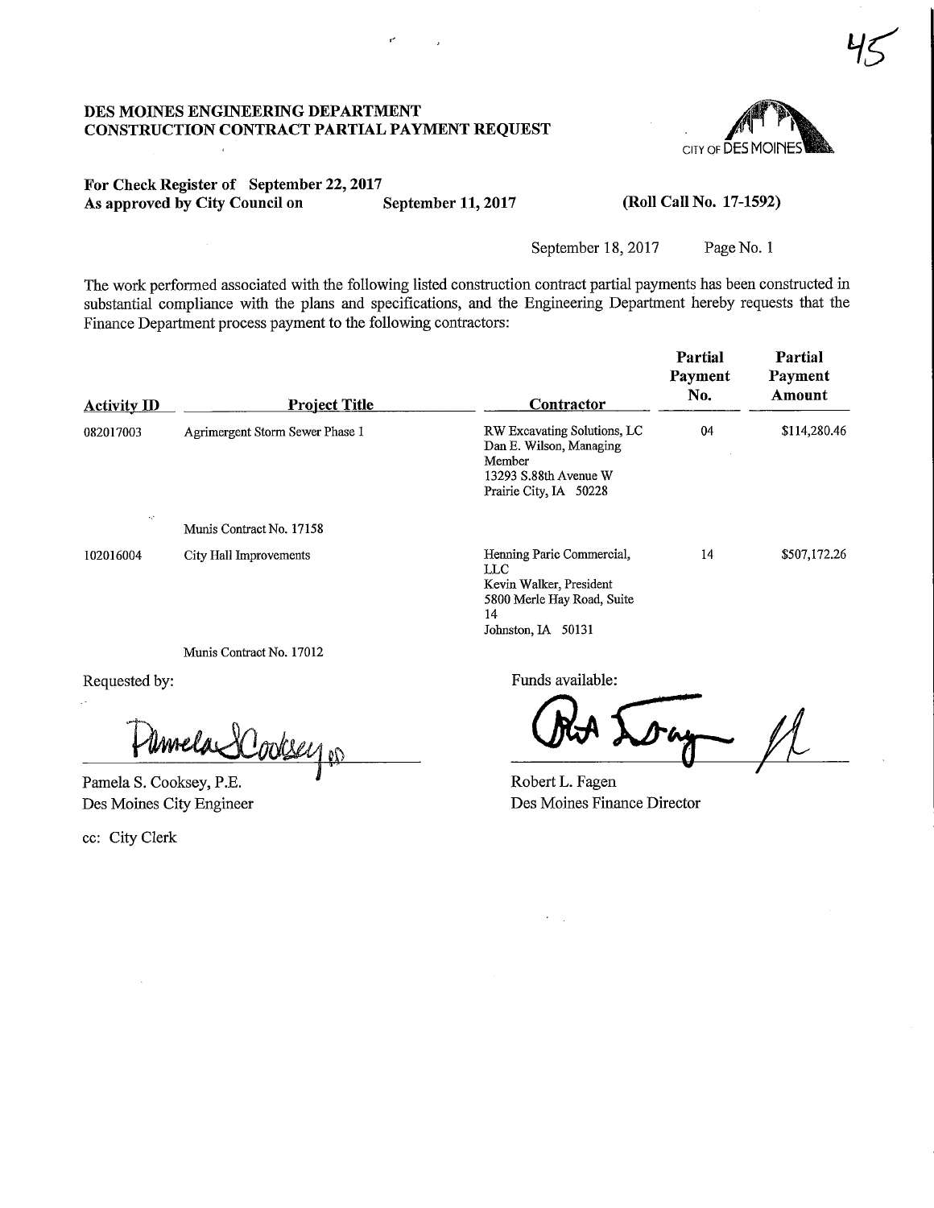45

**DES MOINES ENGINEERING DEPARTMENT**
**CONSTRUCTION CONTRACT PARTIAL PAYMENT REQUEST**

CITY OF DES MOINES

**For Check Register of September 22, 2017**
**As approved by City Council on September 11, 2017 (Roll Call No. 17-1592)**

September 18, 2017 Page No. 1

The work performed associated with the following listed construction contract partial payments has been constructed in substantial compliance with the plans and specifications, and the Engineering Department hereby requests that the Finance Department process payment to the following contractors:

| Activity ID | Project Title | Contractor | Partial Payment No. | Partial Payment Amount |
|---|---|---|---|---|
| 082017003 | Agrimergent Storm Sewer Phase 1<br><br>Munis Contract No. 17158 | RW Excavating Solutions, LC<br>Dan E. Wilson, Managing Member<br>13293 S.88th Avenue W<br>Prairie City, IA 50228 | 04 | $114,280.46 |
| 102016004 | City Hall Improvements<br><br>Munis Contract No. 17012 | Henning Paric Commercial, LLC<br>Kevin Walker, President<br>5800 Merle Hay Road, Suite 14<br>Johnston, IA 50131 | 14 | $507,172.26 |

Requested by:

Pamela S. Cooksey, P.E.
Des Moines City Engineer

Funds available:

Robert L. Fagen
Des Moines Finance Director

cc: City Clerk